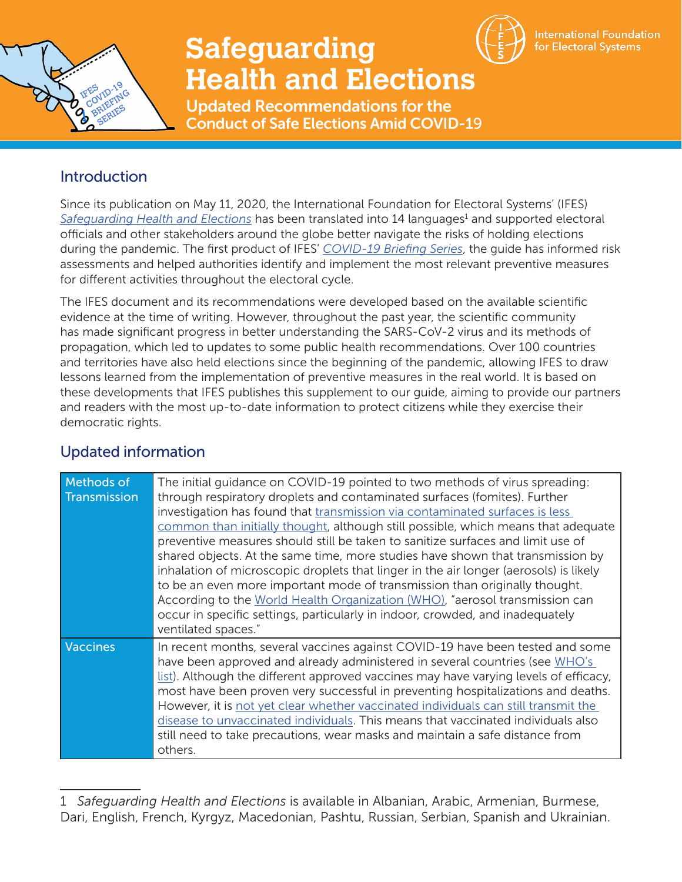# Safeguarding Health and Elections

## Updated Recommendations for the Conduct of Safe Elections Amid COVID-19

International Foundation for Electoral Systems

## Introduction

Since its publication on May 11, 2020, the International Foundation for Electoral Systems' (IFES) *Safeguarding Health and Elections* has been translated into 14 languages[1] and supported electoral officials and other stakeholders around the globe better navigate the risks of holding elections during the pandemic. The first product of IFES' *COVID-19 Briefing Series*, the guide has informed risk assessments and helped authorities identify and implement the most relevant preventive measures for different activities throughout the electoral cycle.

The IFES document and its recommendations were developed based on the available scientific evidence at the time of writing. However, throughout the past year, the scientific community has made significant progress in better understanding the SARS-CoV-2 virus and its methods of propagation, which led to updates to some public health recommendations. Over 100 countries and territories have also held elections since the beginning of the pandemic, allowing IFES to draw lessons learned from the implementation of preventive measures in the real world. It is based on these developments that IFES publishes this supplement to our guide, aiming to provide our partners and readers with the most up-to-date information to protect citizens while they exercise their democratic rights.

## Updated information

| | |
|---|---|
| Methods of Transmission | The initial guidance on COVID-19 pointed to two methods of virus spreading: through respiratory droplets and contaminated surfaces (fomites). Further investigation has found that transmission via contaminated surfaces is less common than initially thought, although still possible, which means that adequate preventive measures should still be taken to sanitize surfaces and limit use of shared objects. At the same time, more studies have shown that transmission by inhalation of microscopic droplets that linger in the air longer (aerosols) is likely to be an even more important mode of transmission than originally thought. According to the World Health Organization (WHO), "aerosol transmission can occur in specific settings, particularly in indoor, crowded, and inadequately ventilated spaces." |
| Vaccines | In recent months, several vaccines against COVID-19 have been tested and some have been approved and already administered in several countries (see WHO's list). Although the different approved vaccines may have varying levels of efficacy, most have been proven very successful in preventing hospitalizations and deaths. However, it is not yet clear whether vaccinated individuals can still transmit the disease to unvaccinated individuals. This means that vaccinated individuals also still need to take precautions, wear masks and maintain a safe distance from others. |

---

[1] *Safeguarding Health and Elections* is available in Albanian, Arabic, Armenian, Burmese, Dari, English, French, Kyrgyz, Macedonian, Pashtu, Russian, Serbian, Spanish and Ukrainian.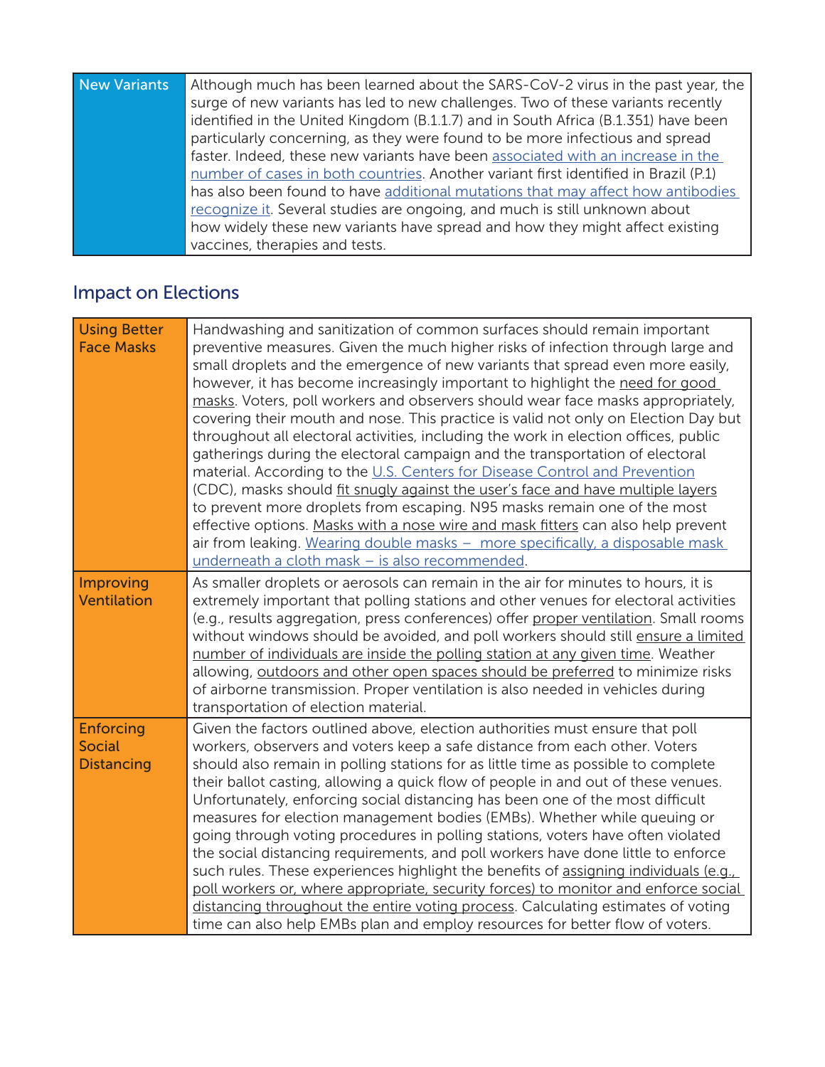| New Variants | Although much has been learned about the SARS-CoV-2 virus in the past year, the surge of new variants has led to new challenges. Two of these variants recently identified in the United Kingdom (B.1.1.7) and in South Africa (B.1.351) have been particularly concerning, as they were found to be more infectious and spread faster. Indeed, these new variants have been associated with an increase in the number of cases in both countries. Another variant first identified in Brazil (P.1) has also been found to have additional mutations that may affect how antibodies recognize it. Several studies are ongoing, and much is still unknown about how widely these new variants have spread and how they might affect existing vaccines, therapies and tests. |
|---|---|

## Impact on Elections

| Using Better Face Masks | Handwashing and sanitization of common surfaces should remain important preventive measures. Given the much higher risks of infection through large and small droplets and the emergence of new variants that spread even more easily, however, it has become increasingly important to highlight the need for good masks. Voters, poll workers and observers should wear face masks appropriately, covering their mouth and nose. This practice is valid not only on Election Day but throughout all electoral activities, including the work in election offices, public gatherings during the electoral campaign and the transportation of electoral material. According to the U.S. Centers for Disease Control and Prevention (CDC), masks should fit snugly against the user's face and have multiple layers to prevent more droplets from escaping. N95 masks remain one of the most effective options. Masks with a nose wire and mask fitters can also help prevent air from leaking. Wearing double masks – more specifically, a disposable mask underneath a cloth mask – is also recommended. |
|---|---|
| Improving Ventilation | As smaller droplets or aerosols can remain in the air for minutes to hours, it is extremely important that polling stations and other venues for electoral activities (e.g., results aggregation, press conferences) offer proper ventilation. Small rooms without windows should be avoided, and poll workers should still ensure a limited number of individuals are inside the polling station at any given time. Weather allowing, outdoors and other open spaces should be preferred to minimize risks of airborne transmission. Proper ventilation is also needed in vehicles during transportation of election material. |
| Enforcing Social Distancing | Given the factors outlined above, election authorities must ensure that poll workers, observers and voters keep a safe distance from each other. Voters should also remain in polling stations for as little time as possible to complete their ballot casting, allowing a quick flow of people in and out of these venues. Unfortunately, enforcing social distancing has been one of the most difficult measures for election management bodies (EMBs). Whether while queuing or going through voting procedures in polling stations, voters have often violated the social distancing requirements, and poll workers have done little to enforce such rules. These experiences highlight the benefits of assigning individuals (e.g., poll workers or, where appropriate, security forces) to monitor and enforce social distancing throughout the entire voting process. Calculating estimates of voting time can also help EMBs plan and employ resources for better flow of voters. |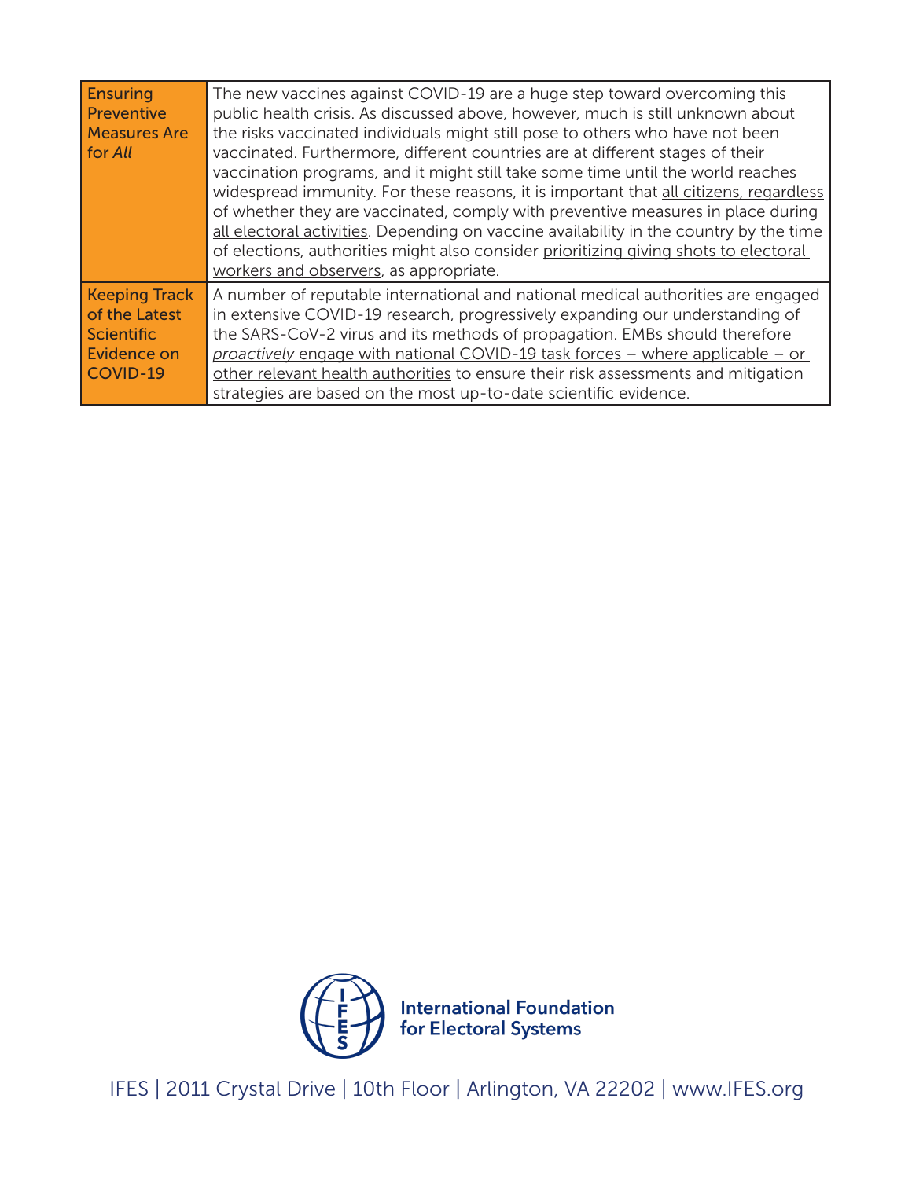| | |
|---|---|
| **Ensuring Preventive Measures Are for *All*** | The new vaccines against COVID-19 are a huge step toward overcoming this public health crisis. As discussed above, however, much is still unknown about the risks vaccinated individuals might still pose to others who have not been vaccinated. Furthermore, different countries are at different stages of their vaccination programs, and it might still take some time until the world reaches widespread immunity. For these reasons, it is important that <u>all citizens, regardless of whether they are vaccinated, comply with preventive measures in place during all electoral activities</u>. Depending on vaccine availability in the country by the time of elections, authorities might also consider <u>prioritizing giving shots to electoral workers and observers</u>, as appropriate. |
| **Keeping Track of the Latest Scientific Evidence on COVID-19** | A number of reputable international and national medical authorities are engaged in extensive COVID-19 research, progressively expanding our understanding of the SARS-CoV-2 virus and its methods of propagation. EMBs should therefore <u>*proactively* engage with national COVID-19 task forces – where applicable – or other relevant health authorities</u> to ensure their risk assessments and mitigation strategies are based on the most up-to-date scientific evidence. |

International Foundation for Electoral Systems

IFES | 2011 Crystal Drive | 10th Floor | Arlington, VA 22202 | www.IFES.org